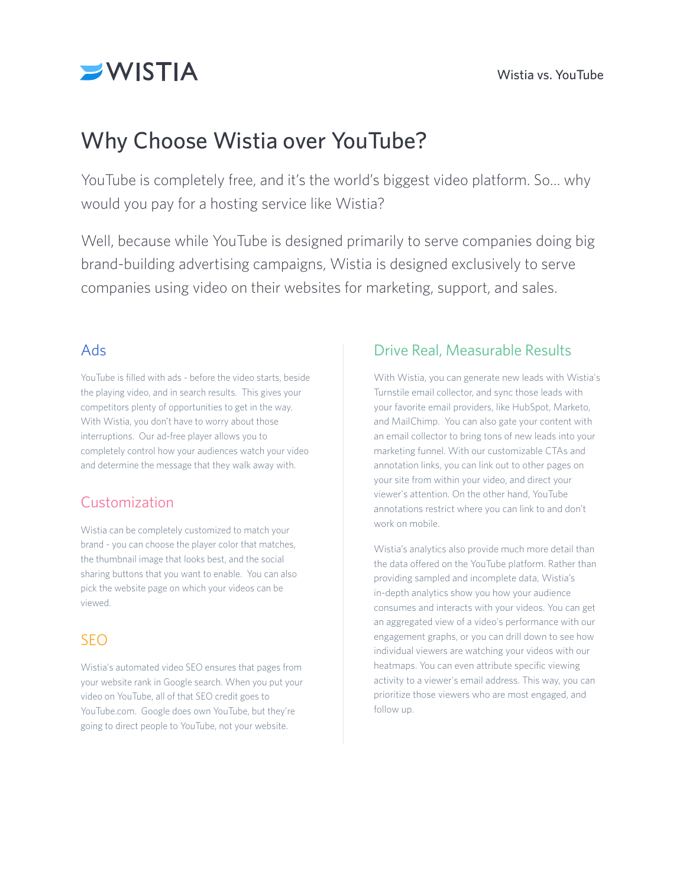# Why Choose Wistia over YouTube?

YouTube is completely free, and it's the world's biggest video platform. So... why would you pay for a hosting service like Wistia?

Well, because while YouTube is designed primarily to serve companies doing big brand-building advertising campaigns, Wistia is designed exclusively to serve companies using video on their websites for marketing, support, and sales.

## Ads

YouTube is filled with ads - before the video starts, beside the playing video, and in search results. This gives your competitors plenty of opportunities to get in the way. With Wistia, you don't have to worry about those interruptions. Our ad-free player allows you to completely control how your audiences watch your video and determine the message that they walk away with.

## Customization

Wistia can be completely customized to match your brand - you can choose the player color that matches, the thumbnail image that looks best, and the social sharing buttons that you want to enable. You can also pick the website page on which your videos can be viewed.

## SEO

Wistia's automated video SEO ensures that pages from your website rank in Google search. When you put your video on YouTube, all of that SEO credit goes to YouTube.com. Google does own YouTube, but they're going to direct people to YouTube, not your website.

## Drive Real, Measurable Results

With Wistia, you can generate new leads with Wistia's Turnstile email collector, and sync those leads with your favorite email providers, like HubSpot, Marketo, and MailChimp. You can also gate your content with an email collector to bring tons of new leads into your marketing funnel. With our customizable CTAs and annotation links, you can link out to other pages on your site from within your video, and direct your viewer's attention. On the other hand, YouTube annotations restrict where you can link to and don't work on mobile.

Wistia's analytics also provide much more detail than the data offered on the YouTube platform. Rather than providing sampled and incomplete data, Wistia's in-depth analytics show you how your audience consumes and interacts with your videos. You can get an aggregated view of a video's performance with our engagement graphs, or you can drill down to see how individual viewers are watching your videos with our heatmaps. You can even attribute specific viewing activity to a viewer's email address. This way, you can prioritize those viewers who are most engaged, and follow up.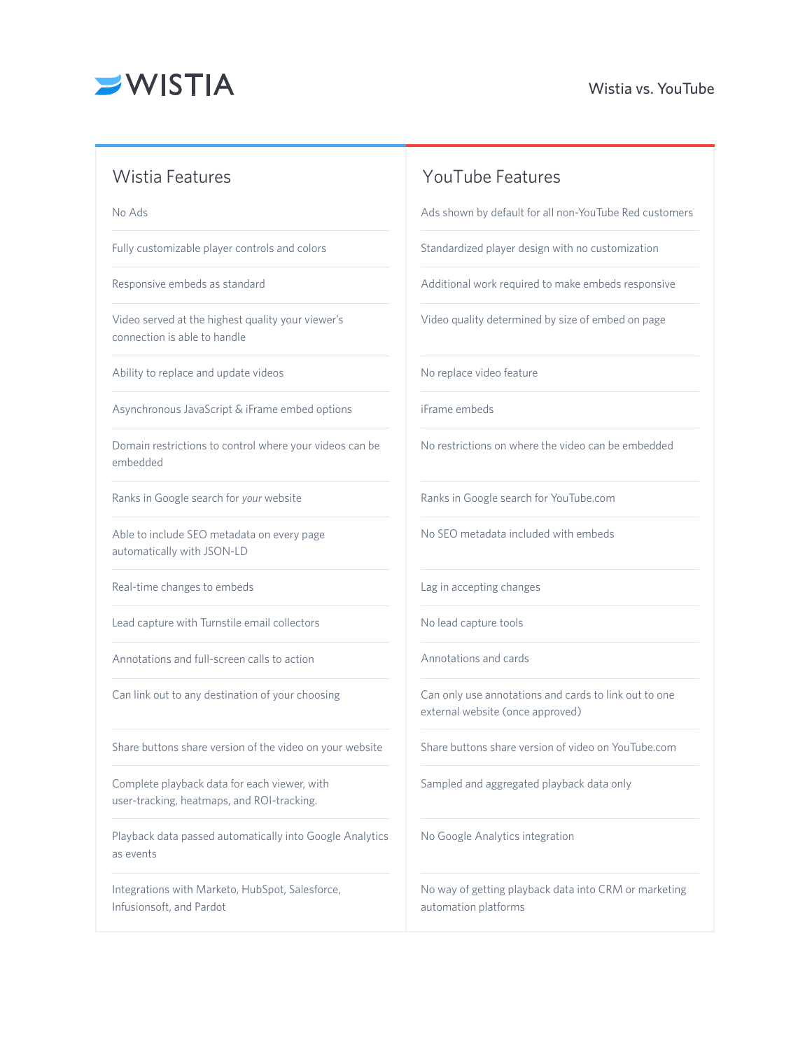# Wistia vs. YouTube

| Wistia Features | YouTube Features |
|---|---|
| No Ads | Ads shown by default for all non-YouTube Red customers |
| Fully customizable player controls and colors | Standardized player design with no customization |
| Responsive embeds as standard | Additional work required to make embeds responsive |
| Video served at the highest quality your viewer's connection is able to handle | Video quality determined by size of embed on page |
| Ability to replace and update videos | No replace video feature |
| Asynchronous JavaScript & iFrame embed options | iFrame embeds |
| Domain restrictions to control where your videos can be embedded | No restrictions on where the video can be embedded |
| Ranks in Google search for *your* website | Ranks in Google search for YouTube.com |
| Able to include SEO metadata on every page automatically with JSON-LD | No SEO metadata included with embeds |
| Real-time changes to embeds | Lag in accepting changes |
| Lead capture with Turnstile email collectors | No lead capture tools |
| Annotations and full-screen calls to action | Annotations and cards |
| Can link out to any destination of your choosing | Can only use annotations and cards to link out to one external website (once approved) |
| Share buttons share version of the video on your website | Share buttons share version of video on YouTube.com |
| Complete playback data for each viewer, with user-tracking, heatmaps, and ROI-tracking. | Sampled and aggregated playback data only |
| Playback data passed automatically into Google Analytics as events | No Google Analytics integration |
| Integrations with Marketo, HubSpot, Salesforce, Infusionsoft, and Pardot | No way of getting playback data into CRM or marketing automation platforms |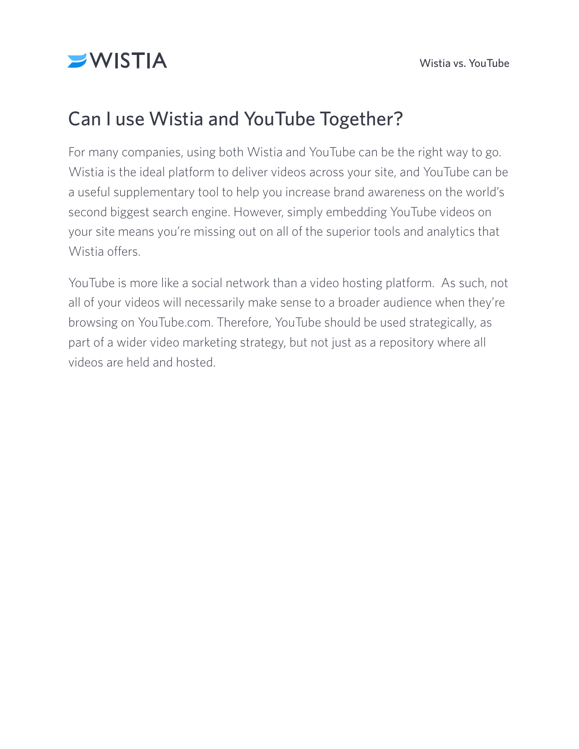## Can I use Wistia and YouTube Together?

For many companies, using both Wistia and YouTube can be the right way to go. Wistia is the ideal platform to deliver videos across your site, and YouTube can be a useful supplementary tool to help you increase brand awareness on the world's second biggest search engine. However, simply embedding YouTube videos on your site means you're missing out on all of the superior tools and analytics that Wistia offers.

YouTube is more like a social network than a video hosting platform. As such, not all of your videos will necessarily make sense to a broader audience when they're browsing on YouTube.com. Therefore, YouTube should be used strategically, as part of a wider video marketing strategy, but not just as a repository where all videos are held and hosted.